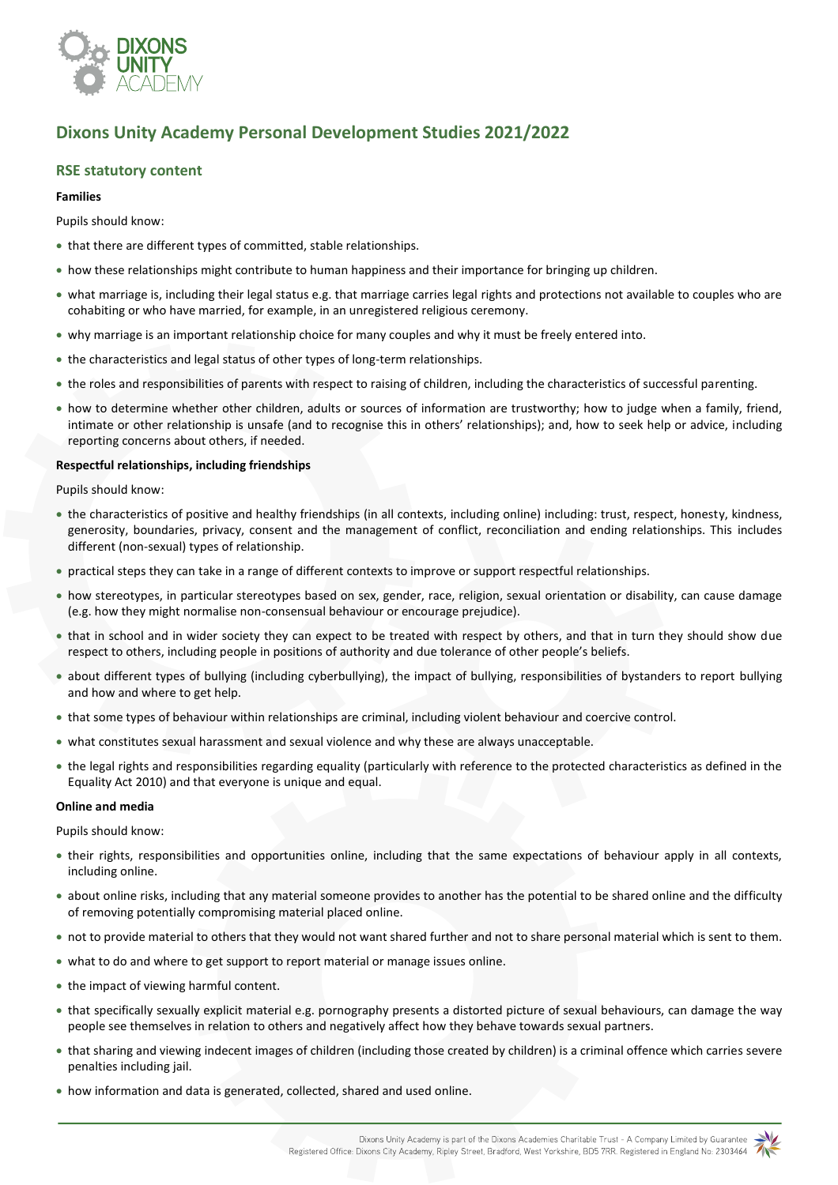# Dixons Unity Academy Personal Development Studies 2021/2022

## RSE statutory content

**Families**

Pupils should know:

- that there are different types of committed, stable relationships.
- how these relationships might contribute to human happiness and their importance for bringing up children.
- what marriage is, including their legal status e.g. that marriage carries legal rights and protections not available to couples who are cohabiting or who have married, for example, in an unregistered religious ceremony.
- why marriage is an important relationship choice for many couples and why it must be freely entered into.
- the characteristics and legal status of other types of long-term relationships.
- the roles and responsibilities of parents with respect to raising of children, including the characteristics of successful parenting.
- how to determine whether other children, adults or sources of information are trustworthy; how to judge when a family, friend, intimate or other relationship is unsafe (and to recognise this in others' relationships); and, how to seek help or advice, including reporting concerns about others, if needed.

**Respectful relationships, including friendships**

Pupils should know:

- the characteristics of positive and healthy friendships (in all contexts, including online) including: trust, respect, honesty, kindness, generosity, boundaries, privacy, consent and the management of conflict, reconciliation and ending relationships. This includes different (non-sexual) types of relationship.
- practical steps they can take in a range of different contexts to improve or support respectful relationships.
- how stereotypes, in particular stereotypes based on sex, gender, race, religion, sexual orientation or disability, can cause damage (e.g. how they might normalise non-consensual behaviour or encourage prejudice).
- that in school and in wider society they can expect to be treated with respect by others, and that in turn they should show due respect to others, including people in positions of authority and due tolerance of other people's beliefs.
- about different types of bullying (including cyberbullying), the impact of bullying, responsibilities of bystanders to report bullying and how and where to get help.
- that some types of behaviour within relationships are criminal, including violent behaviour and coercive control.
- what constitutes sexual harassment and sexual violence and why these are always unacceptable.
- the legal rights and responsibilities regarding equality (particularly with reference to the protected characteristics as defined in the Equality Act 2010) and that everyone is unique and equal.

**Online and media**

Pupils should know:

- their rights, responsibilities and opportunities online, including that the same expectations of behaviour apply in all contexts, including online.
- about online risks, including that any material someone provides to another has the potential to be shared online and the difficulty of removing potentially compromising material placed online.
- not to provide material to others that they would not want shared further and not to share personal material which is sent to them.
- what to do and where to get support to report material or manage issues online.
- the impact of viewing harmful content.
- that specifically sexually explicit material e.g. pornography presents a distorted picture of sexual behaviours, can damage the way people see themselves in relation to others and negatively affect how they behave towards sexual partners.
- that sharing and viewing indecent images of children (including those created by children) is a criminal offence which carries severe penalties including jail.
- how information and data is generated, collected, shared and used online.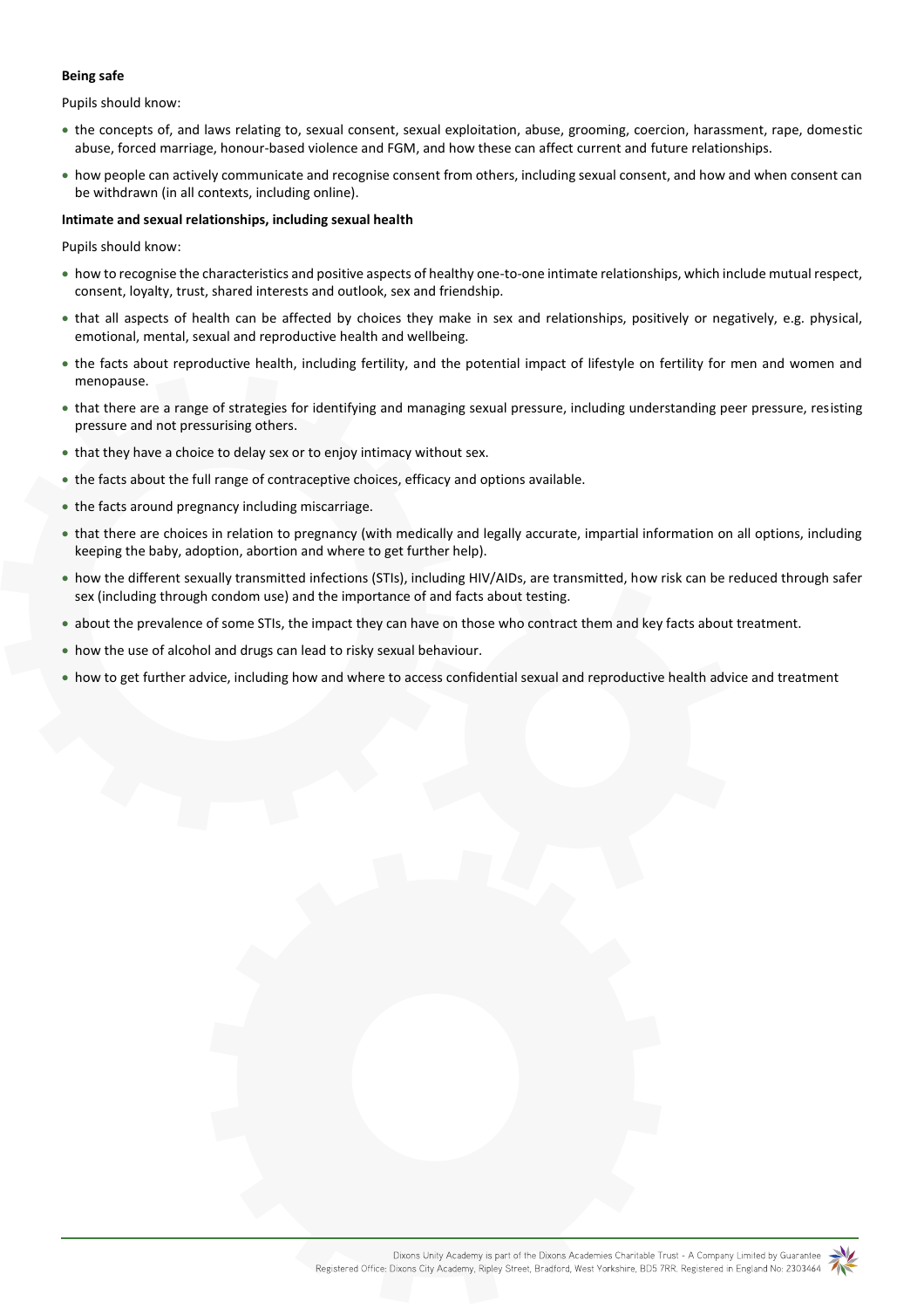**Being safe**

Pupils should know:

- the concepts of, and laws relating to, sexual consent, sexual exploitation, abuse, grooming, coercion, harassment, rape, domestic abuse, forced marriage, honour-based violence and FGM, and how these can affect current and future relationships.
- how people can actively communicate and recognise consent from others, including sexual consent, and how and when consent can be withdrawn (in all contexts, including online).

**Intimate and sexual relationships, including sexual health**

Pupils should know:

- how to recognise the characteristics and positive aspects of healthy one-to-one intimate relationships, which include mutual respect, consent, loyalty, trust, shared interests and outlook, sex and friendship.
- that all aspects of health can be affected by choices they make in sex and relationships, positively or negatively, e.g. physical, emotional, mental, sexual and reproductive health and wellbeing.
- the facts about reproductive health, including fertility, and the potential impact of lifestyle on fertility for men and women and menopause.
- that there are a range of strategies for identifying and managing sexual pressure, including understanding peer pressure, resisting pressure and not pressurising others.
- that they have a choice to delay sex or to enjoy intimacy without sex.
- the facts about the full range of contraceptive choices, efficacy and options available.
- the facts around pregnancy including miscarriage.
- that there are choices in relation to pregnancy (with medically and legally accurate, impartial information on all options, including keeping the baby, adoption, abortion and where to get further help).
- how the different sexually transmitted infections (STIs), including HIV/AIDs, are transmitted, how risk can be reduced through safer sex (including through condom use) and the importance of and facts about testing.
- about the prevalence of some STIs, the impact they can have on those who contract them and key facts about treatment.
- how the use of alcohol and drugs can lead to risky sexual behaviour.
- how to get further advice, including how and where to access confidential sexual and reproductive health advice and treatment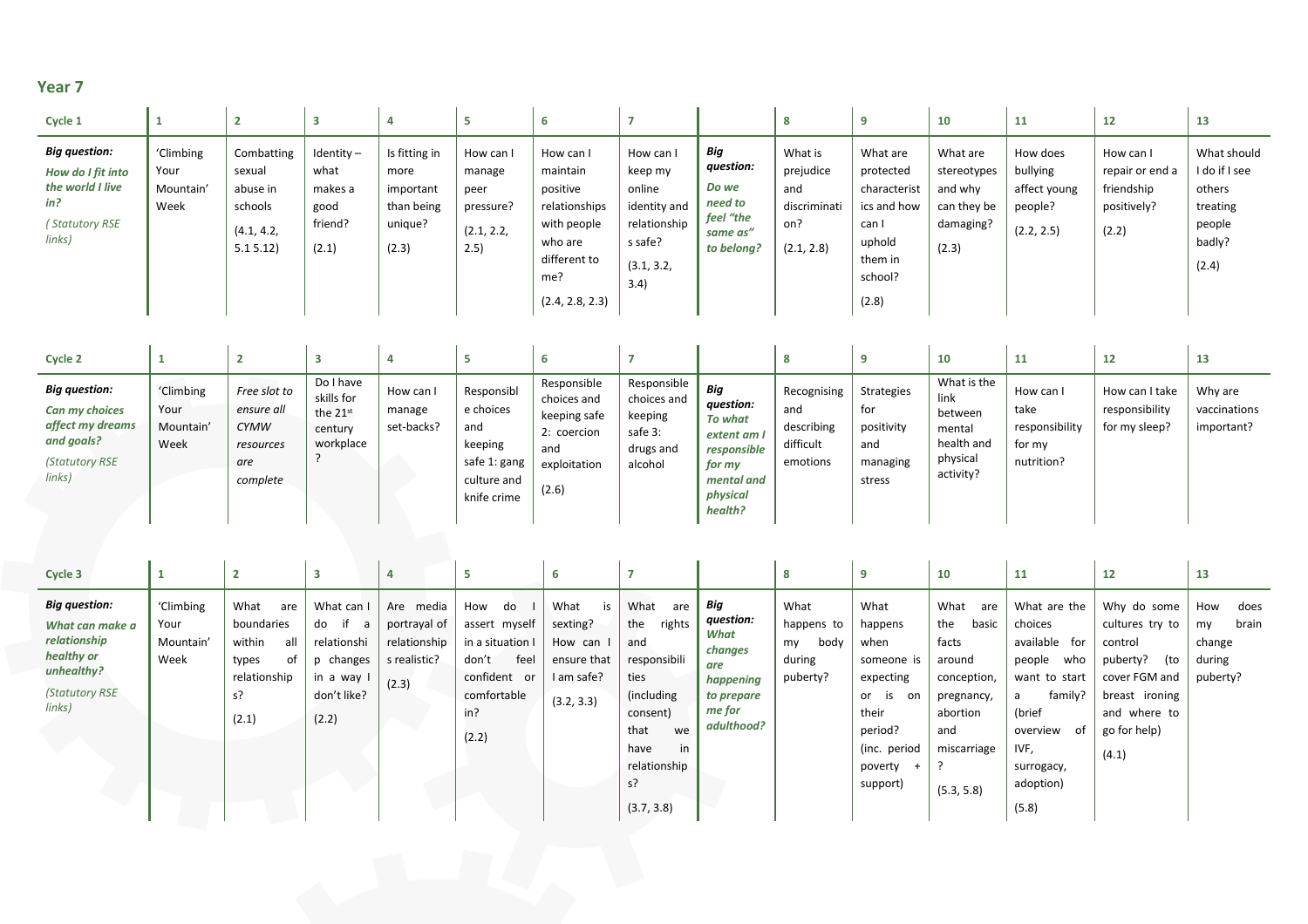## Year 7

| Cycle 1 | 1 | 2 | 3 | 4 | 5 | 6 | 7 | | 8 | 9 | 10 | 11 | 12 | 13 |
|---|---|---|---|---|---|---|---|---|---|---|---|---|---|---|
| ***Big question:*** ***How do I fit into the world I live in?*** *( Statutory RSE links)* | 'Climbing Your Mountain' Week | Combatting sexual abuse in schools (4.1, 4.2, 5.1 5.12) | Identity – what makes a good friend? (2.1) | Is fitting in more important than being unique? (2.3) | How can I manage peer pressure? (2.1, 2.2, 2.5) | How can I maintain positive relationships with people who are different to me? (2.4, 2.8, 2.3) | How can I keep my online identity and relationships safe? (3.1, 3.2, 3.4) | ***Big question:*** ***Do we need to feel "the same as" to belong?*** | What is prejudice and discrimination? (2.1, 2.8) | What are protected characteristics and how can I uphold them in school? (2.8) | What are stereotypes and why can they be damaging? (2.3) | How does bullying affect young people? (2.2, 2.5) | How can I repair or end a friendship positively? (2.2) | What should I do if I see others treating people badly? (2.4) |

| Cycle 2 | 1 | 2 | 3 | 4 | 5 | 6 | 7 | | 8 | 9 | 10 | 11 | 12 | 13 |
|---|---|---|---|---|---|---|---|---|---|---|---|---|---|---|
| ***Big question:*** ***Can my choices affect my dreams and goals?*** *(Statutory RSE links)* | 'Climbing Your Mountain' Week | *Free slot to ensure all CYMW resources are complete* | Do I have skills for the 21st century workplace? | How can I manage set-backs? | Responsible choices and keeping safe 1: gang culture and knife crime | Responsible choices and keeping safe 2: coercion and exploitation (2.6) | Responsible choices and keeping safe 3: drugs and alcohol | ***Big question:*** ***To what extent am I responsible for my mental and physical health?*** | Recognising and describing difficult emotions | Strategies for positivity and managing stress | What is the link between mental health and physical activity? | How can I take responsibility for my nutrition? | How can I take responsibility for my sleep? | Why are vaccinations important? |

| Cycle 3 | 1 | 2 | 3 | 4 | 5 | 6 | 7 | | 8 | 9 | 10 | 11 | 12 | 13 |
|---|---|---|---|---|---|---|---|---|---|---|---|---|---|---|
| ***Big question:*** ***What can make a relationship healthy or unhealthy?*** *(Statutory RSE links)* | 'Climbing Your Mountain' Week | What are boundaries within all types of relationships? (2.1) | What can I do if a relationship changes in a way I don't like? (2.2) | Are media portrayal of relationships realistic? (2.3) | How do I assert myself in a situation I don't feel confident or comfortable in? (2.2) | What is sexting? How can I ensure that I am safe? (3.2, 3.3) | What are the rights and responsibilities (including consent) that we have in relationships? (3.7, 3.8) | ***Big question:*** ***What changes are happening to prepare me for adulthood?*** | What happens to my body during puberty? | What happens when someone is expecting or is on their period? (inc. period poverty + support) | What are the basic facts around conception, pregnancy, abortion and miscarriage? (5.3, 5.8) | What are the choices available for people who want to start a family? (brief overview of IVF, surrogacy, adoption) (5.8) | Why do some cultures try to control puberty? (to cover FGM and breast ironing and where to go for help) (4.1) | How does my brain change during puberty? |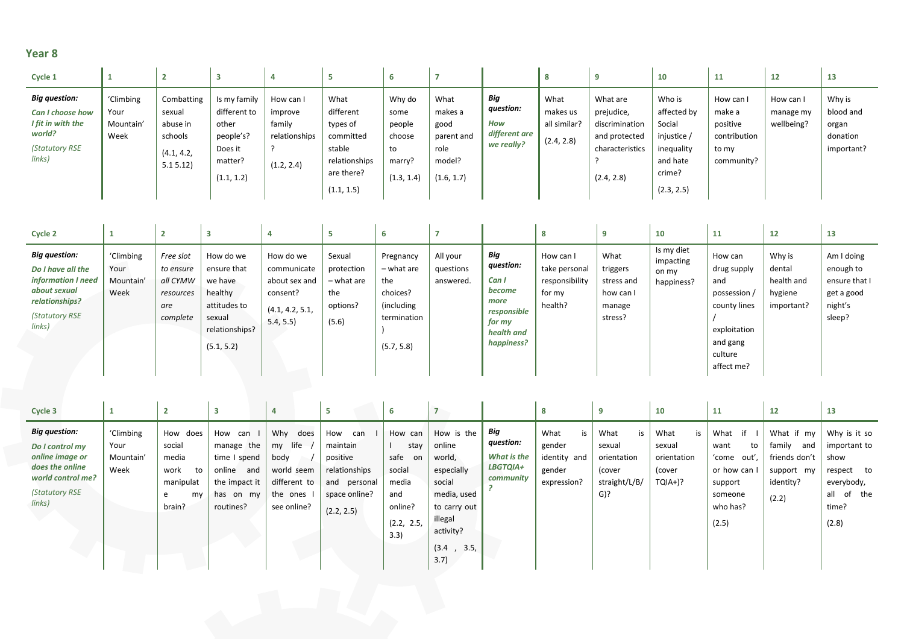## Year 8

| Cycle 1 | 1 | 2 | 3 | 4 | 5 | 6 | 7 | | 8 | 9 | 10 | 11 | 12 | 13 |
|---|---|---|---|---|---|---|---|---|---|---|---|---|---|---|
| ***Big question:*** ***Can I choose how I fit in with the world?*** *(Statutory RSE links)* | 'Climbing Your Mountain' Week | Combatting sexual abuse in schools (4.1, 4.2, 5.1 5.12) | Is my family different to other people's? Does it matter? (1.1, 1.2) | How can I improve family relationships ? (1.2, 2.4) | What different types of committed stable relationships are there? (1.1, 1.5) | Why do some people choose to marry? (1.3, 1.4) | What makes a good parent and role model? (1.6, 1.7) | ***Big question:*** ***How different are we really?*** | What makes us all similar? (2.4, 2.8) | What are prejudice, discrimination and protected characteristics ? (2.4, 2.8) | Who is affected by Social injustice / inequality and hate crime? (2.3, 2.5) | How can I make a positive contribution to my community? | How can I manage my wellbeing? | Why is blood and organ donation important? |

| Cycle 2 | 1 | 2 | 3 | 4 | 5 | 6 | 7 | | 8 | 9 | 10 | 11 | 12 | 13 |
|---|---|---|---|---|---|---|---|---|---|---|---|---|---|---|
| ***Big question:*** ***Do I have all the information I need about sexual relationships?*** *(Statutory RSE links)* | 'Climbing Your Mountain' Week | *Free slot to ensure all CYMW resources are complete* | How do we ensure that we have healthy attitudes to sexual relationships? (5.1, 5.2) | How do we communicate about sex and consent? (4.1, 4.2, 5.1, 5.4, 5.5) | Sexual protection – what are the options? (5.6) | Pregnancy – what are the choices? (including termination ) (5.7, 5.8) | All your questions answered. | ***Big question:*** ***Can I become more responsible for my health and happiness?*** | How can I take personal responsibility for my health? | What triggers stress and how can I manage stress? | Is my diet impacting on my happiness? | How can drug supply and possession / county lines / exploitation and gang culture affect me? | Why is dental health and hygiene important? | Am I doing enough to ensure that I get a good night's sleep? |

| Cycle 3 | 1 | 2 | 3 | 4 | 5 | 6 | 7 | | 8 | 9 | 10 | 11 | 12 | 13 |
|---|---|---|---|---|---|---|---|---|---|---|---|---|---|---|
| ***Big question:*** ***Do I control my online image or does the online world control me?*** *(Statutory RSE links)* | 'Climbing Your Mountain' Week | How does social media work to manipulate my brain? | How can I manage the time I spend online and the impact it has on my routines? | Why does my life / body / world seem different to the ones I see online? | How can I maintain positive relationships and personal space online? (2.2, 2.5) | How can I stay safe on social media and online? (2.2, 2.5, 3.3) | How is the online world, especially social media, used to carry out illegal activity? (3.4 , 3.5, 3.7) | ***Big question:*** ***What is the LBGTQIA+ community ?*** | What is gender identity and gender expression? | What is sexual orientation (cover straight/L/B/G)? | What is sexual orientation (cover TQIA+)? | What if I want to 'come out', or how can I support someone who has? (2.5) | What if my family and friends don't support my identity? (2.2) | Why is it so important to show respect to everybody, all of the time? (2.8) |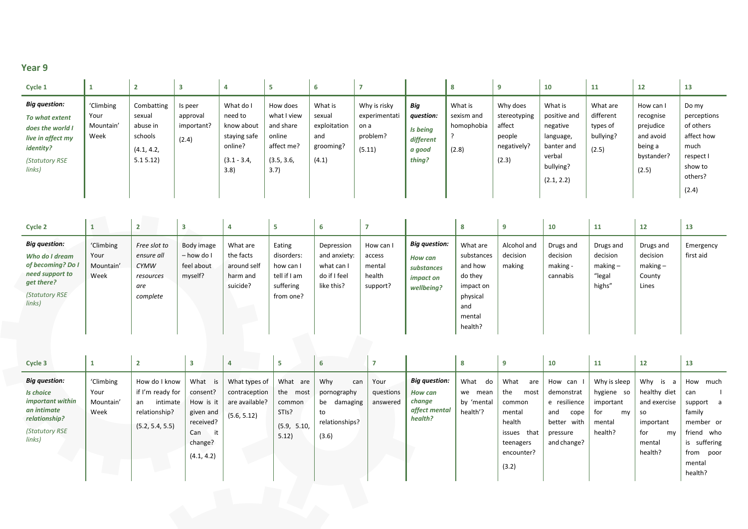## Year 9

| Cycle 1 | 1 | 2 | 3 | 4 | 5 | 6 | 7 | | 8 | 9 | 10 | 11 | 12 | 13 |
|---|---|---|---|---|---|---|---|---|---|---|---|---|---|---|
| **Big question:** ***To what extent does the world I live in affect my identity?*** *(Statutory RSE links)* | 'Climbing Your Mountain' Week | Combatting sexual abuse in schools (4.1, 4.2, 5.1 5.12) | Is peer approval important? (2.4) | What do I need to know about staying safe online? (3.1 - 3.4, 3.8) | How does what I view and share online affect me? (3.5, 3.6, 3.7) | What is sexual exploitation and grooming? (4.1) | Why is risky experimentation a problem? (5.11) | ***Big question:*** ***Is being different a good thing?*** | What is sexism and homophobia? (2.8) | Why does stereotyping affect people negatively? (2.3) | What is positive and negative language, banter and verbal bullying? (2.1, 2.2) | What are different types of bullying? (2.5) | How can I recognise prejudice and avoid being a bystander? (2.5) | Do my perceptions of others affect how much respect I show to others? (2.4) |

| Cycle 2 | 1 | 2 | 3 | 4 | 5 | 6 | 7 | | 8 | 9 | 10 | 11 | 12 | 13 |
|---|---|---|---|---|---|---|---|---|---|---|---|---|---|---|
| **Big question:** ***Who do I dream of becoming? Do I need support to get there?*** *(Statutory RSE links)* | 'Climbing Your Mountain' Week | *Free slot to ensure all CYMW resources are complete* | Body image – how do I feel about myself? | What are the facts around self harm and suicide? | Eating disorders: how can I tell if I am suffering from one? | Depression and anxiety: what can I do if I feel like this? | How can I access mental health support? | **Big question:** ***How can substances impact on wellbeing?*** | What are substances and how do they impact on physical and mental health? | Alcohol and decision making | Drugs and decision making - cannabis | Drugs and decision making – "legal highs" | Drugs and decision making – County Lines | Emergency first aid |

| Cycle 3 | 1 | 2 | 3 | 4 | 5 | 6 | 7 | | 8 | 9 | 10 | 11 | 12 | 13 |
|---|---|---|---|---|---|---|---|---|---|---|---|---|---|---|
| **Big question:** ***Is choice important within an intimate relationship?*** *(Statutory RSE links)* | 'Climbing Your Mountain' Week | How do I know if I'm ready for an intimate relationship? (5.2, 5.4, 5.5) | What is consent? How is it given and received? Can it change? (4.1, 4.2) | What types of contraception are available? (5.6, 5.12) | What are the most common STIs? (5.9, 5.10, 5.12) | Why can pornography be damaging to relationships? (3.6) | Your questions answered | **Big question:** ***How can change affect mental health?*** | What do we mean by 'mental health'? | What are the most common mental health issues that teenagers encounter? (3.2) | How can I demonstrate resilience and cope better with pressure and change? | Why is sleep hygiene so important for my mental health? | Why is a healthy diet and exercise so important for my mental health? | How much can I support a family member or friend who is suffering from poor mental health? |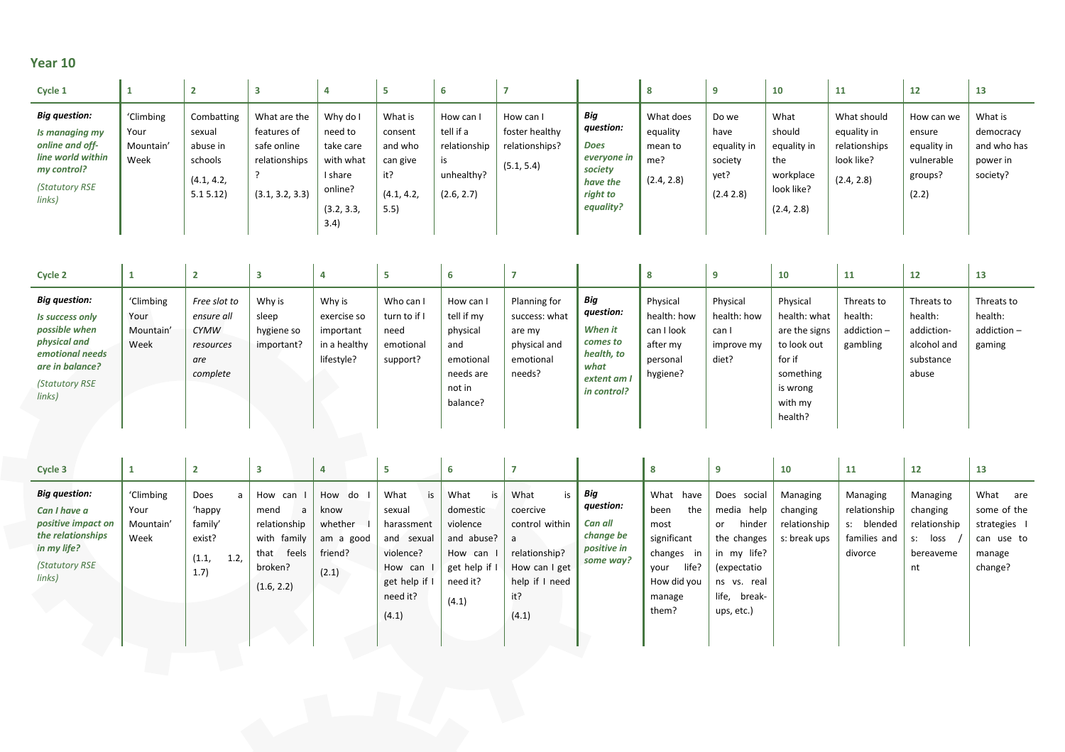## Year 10

| Cycle 1 | 1 | 2 | 3 | 4 | 5 | 6 | 7 | | 8 | 9 | 10 | 11 | 12 | 13 |
|---|---|---|---|---|---|---|---|---|---|---|---|---|---|---|
| **Big question:** ***Is managing my online and off-line world within my control?*** *(Statutory RSE links)* | 'Climbing Your Mountain' Week | Combatting sexual abuse in schools (4.1, 4.2, 5.1 5.12) | What are the features of safe online relationships? (3.1, 3.2, 3.3) | Why do I need to take care with what I share online? (3.2, 3.3, 3.4) | What is consent and who can give it? (4.1, 4.2, 5.5) | How can I tell if a relationship is unhealthy? (2.6, 2.7) | How can I foster healthy relationships? (5.1, 5.4) | ***Big question:*** ***Does everyone in society have the right to equality?*** | What does equality mean to me? (2.4, 2.8) | Do we have equality in society yet? (2.4 2.8) | What should equality in the workplace look like? (2.4, 2.8) | What should equality in relationships look like? (2.4, 2.8) | How can we ensure equality in vulnerable groups? (2.2) | What is democracy and who has power in society? |

| Cycle 2 | 1 | 2 | 3 | 4 | 5 | 6 | 7 | | 8 | 9 | 10 | 11 | 12 | 13 |
|---|---|---|---|---|---|---|---|---|---|---|---|---|---|---|
| **Big question:** ***Is success only possible when physical and emotional needs are in balance?*** *(Statutory RSE links)* | 'Climbing Your Mountain' Week | *Free slot to ensure all CYMW resources are complete* | Why is sleep hygiene so important? | Why is exercise so important in a healthy lifestyle? | Who can I turn to if I need emotional support? | How can I tell if my physical and emotional needs are not in balance? | Planning for success: what are my physical and emotional needs? | ***Big question:*** ***When it comes to health, to what extent am I in control?*** | Physical health: how can I look after my personal hygiene? | Physical health: how can I improve my diet? | Physical health: what are the signs to look out for if something is wrong with my health? | Threats to health: addiction – gambling | Threats to health: addiction- alcohol and substance abuse | Threats to health: addiction – gaming |

| Cycle 3 | 1 | 2 | 3 | 4 | 5 | 6 | 7 | | 8 | 9 | 10 | 11 | 12 | 13 |
|---|---|---|---|---|---|---|---|---|---|---|---|---|---|---|
| **Big question:** ***Can I have a positive impact on the relationships in my life?*** *(Statutory RSE links)* | 'Climbing Your Mountain' Week | Does a 'happy family' exist? (1.1, 1.2, 1.7) | How can I mend a relationship with family that feels broken? (1.6, 2.2) | How do I know whether I am a good friend? (2.1) | What is sexual harassment and sexual violence? How can I get help if I need it? (4.1) | What is domestic violence and abuse? How can I get help if I need it? (4.1) | What is coercive control within a relationship? How can I get help if I need it? (4.1) | ***Big question:*** ***Can all change be positive in some way?*** | What have been the most significant changes in your life? How did you manage them? | Does social media help or hinder the changes in my life? (expectations vs. real life, break-ups, etc.) | Managing changing relationships: break ups | Managing relationships: blended families and divorce | Managing changing relationships: loss / bereavement | What are some of the strategies I can use to manage change? |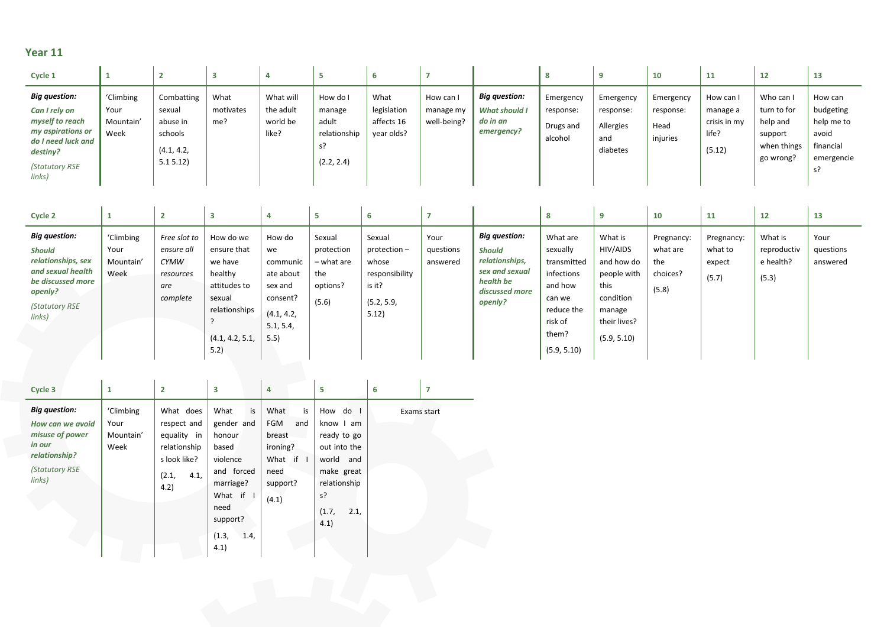## Year 11

| Cycle 1 | 1 | 2 | 3 | 4 | 5 | 6 | 7 | | 8 | 9 | 10 | 11 | 12 | 13 |
|---|---|---|---|---|---|---|---|---|---|---|---|---|---|---|
| ***Big question:*** ***Can I rely on myself to reach my aspirations or do I need luck and destiny?*** *(Statutory RSE links)* | 'Climbing Your Mountain' Week | Combatting sexual abuse in schools (4.1, 4.2, 5.1 5.12) | What motivates me? | What will the adult world be like? | How do I manage adult relationships? (2.2, 2.4) | What legislation affects 16 year olds? | How can I manage my well-being? | ***Big question:*** ***What should I do in an emergency?*** | Emergency response: Drugs and alcohol | Emergency response: Allergies and diabetes | Emergency response: Head injuries | How can I manage a crisis in my life? (5.12) | Who can I turn to for help and support when things go wrong? | How can budgeting help me to avoid financial emergencies? |

| Cycle 2 | 1 | 2 | 3 | 4 | 5 | 6 | 7 | | 8 | 9 | 10 | 11 | 12 | 13 |
|---|---|---|---|---|---|---|---|---|---|---|---|---|---|---|
| ***Big question:*** ***Should relationships, sex and sexual health be discussed more openly?*** *(Statutory RSE links)* | 'Climbing Your Mountain' Week | *Free slot to ensure all CYMW resources are complete* | How do we ensure that we have healthy attitudes to sexual relationships? (4.1, 4.2, 5.1, 5.2) | How do we communicate about sex and consent? (4.1, 4.2, 5.1, 5.4, 5.5) | Sexual protection – what are the options? (5.6) | Sexual protection – whose responsibility is it? (5.2, 5.9, 5.12) | Your questions answered | ***Big question:*** ***Should relationships, sex and sexual health be discussed more openly?*** | What are sexually transmitted infections and how can we reduce the risk of them? (5.9, 5.10) | What is HIV/AIDS and how do people with this condition manage their lives? (5.9, 5.10) | Pregnancy: what are the choices? (5.8) | Pregnancy: what to expect (5.7) | What is reproductive health? (5.3) | Your questions answered |

| Cycle 3 | 1 | 2 | 3 | 4 | 5 | 6 | 7 |
|---|---|---|---|---|---|---|---|
| ***Big question:*** ***How can we avoid misuse of power in our relationship?*** *(Statutory RSE links)* | 'Climbing Your Mountain' Week | What does respect and equality in relationships look like? (2.1, 4.1, 4.2) | What is gender and honour based violence and forced marriage? What if I need support? (1.3, 1.4, 4.1) | What is FGM and breast ironing? What if I need support? (4.1) | How do I know I am ready to go out into the world and make great relationships? (1.7, 2.1, 4.1) | Exams start | |